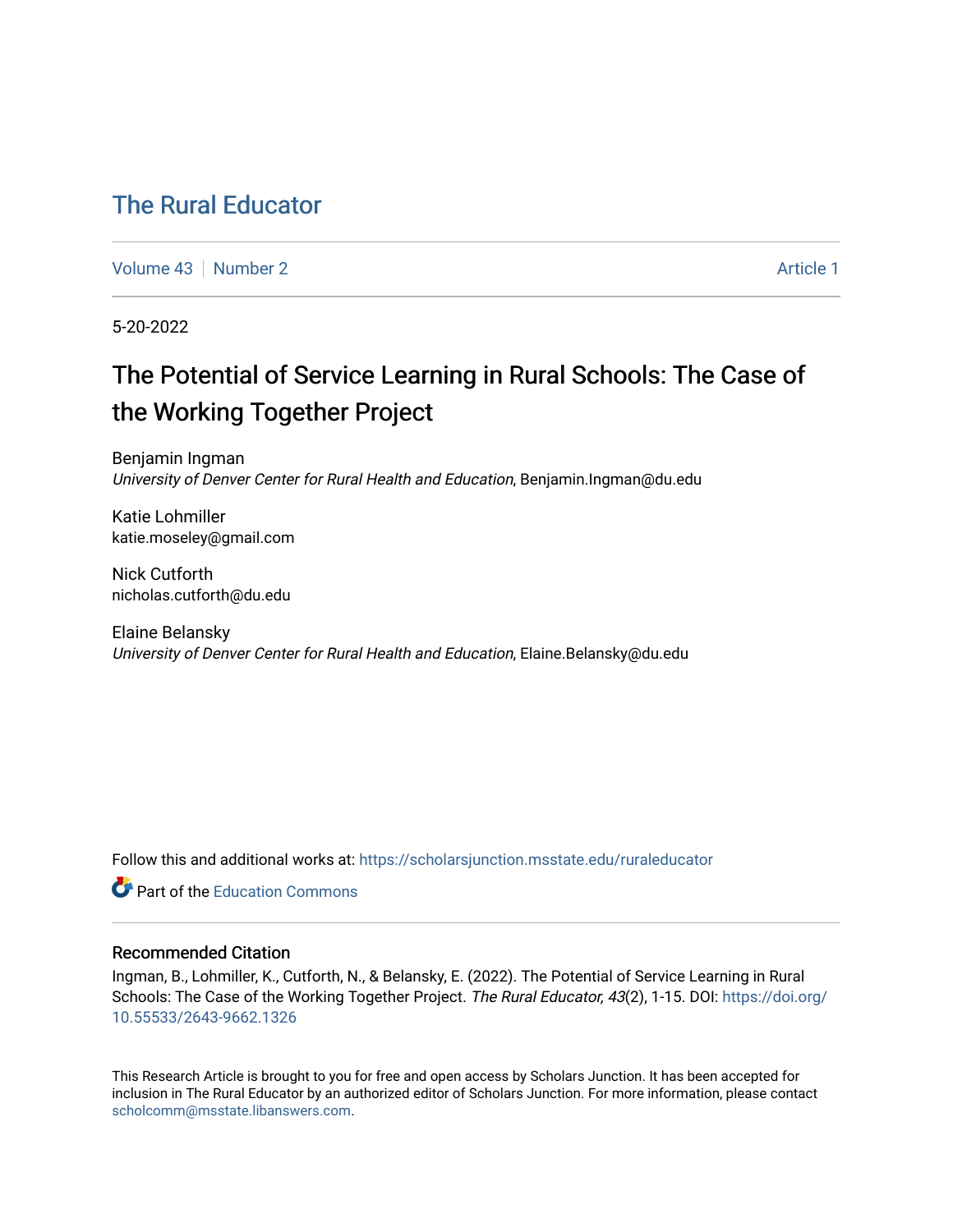# The Rural Educator

Volume 43 | Number 2 | Article 1

5-20-2022

## The Potential of Service Learning in Rural Schools: The Case of the Working Together Project

Benjamin Ingman
*University of Denver Center for Rural Health and Education*, Benjamin.Ingman@du.edu

Katie Lohmiller
katie.moseley@gmail.com

Nick Cutforth
nicholas.cutforth@du.edu

Elaine Belansky
*University of Denver Center for Rural Health and Education*, Elaine.Belansky@du.edu

Follow this and additional works at: https://scholarsjunction.msstate.edu/ruraleducator

Part of the Education Commons

### Recommended Citation

Ingman, B., Lohmiller, K., Cutforth, N., & Belansky, E. (2022). The Potential of Service Learning in Rural Schools: The Case of the Working Together Project. *The Rural Educator, 43*(2), 1-15. DOI: https://doi.org/10.55533/2643-9662.1326

This Research Article is brought to you for free and open access by Scholars Junction. It has been accepted for inclusion in The Rural Educator by an authorized editor of Scholars Junction. For more information, please contact scholcomm@msstate.libanswers.com.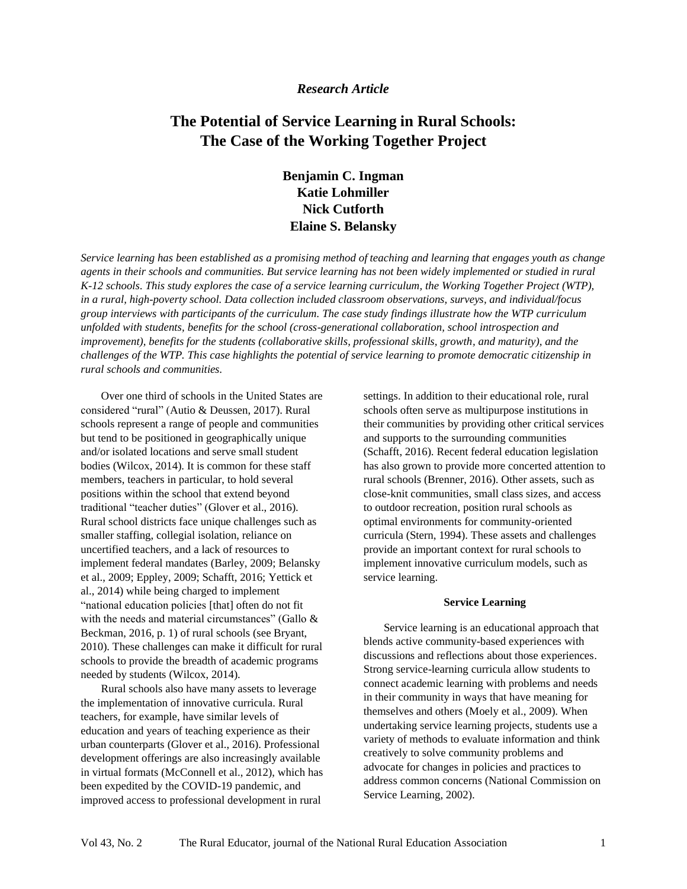*Research Article*

# The Potential of Service Learning in Rural Schools: The Case of the Working Together Project

**Benjamin C. Ingman**
**Katie Lohmiller**
**Nick Cutforth**
**Elaine S. Belansky**

*Service learning has been established as a promising method of teaching and learning that engages youth as change agents in their schools and communities. But service learning has not been widely implemented or studied in rural K-12 schools. This study explores the case of a service learning curriculum, the Working Together Project (WTP), in a rural, high-poverty school. Data collection included classroom observations, surveys, and individual/focus group interviews with participants of the curriculum. The case study findings illustrate how the WTP curriculum unfolded with students, benefits for the school (cross-generational collaboration, school introspection and improvement), benefits for the students (collaborative skills, professional skills, growth, and maturity), and the challenges of the WTP. This case highlights the potential of service learning to promote democratic citizenship in rural schools and communities.*

Over one third of schools in the United States are considered "rural" (Autio & Deussen, 2017). Rural schools represent a range of people and communities but tend to be positioned in geographically unique and/or isolated locations and serve small student bodies (Wilcox, 2014). It is common for these staff members, teachers in particular, to hold several positions within the school that extend beyond traditional "teacher duties" (Glover et al., 2016). Rural school districts face unique challenges such as smaller staffing, collegial isolation, reliance on uncertified teachers, and a lack of resources to implement federal mandates (Barley, 2009; Belansky et al., 2009; Eppley, 2009; Schafft, 2016; Yettick et al., 2014) while being charged to implement "national education policies [that] often do not fit with the needs and material circumstances" (Gallo & Beckman, 2016, p. 1) of rural schools (see Bryant, 2010). These challenges can make it difficult for rural schools to provide the breadth of academic programs needed by students (Wilcox, 2014).

Rural schools also have many assets to leverage the implementation of innovative curricula. Rural teachers, for example, have similar levels of education and years of teaching experience as their urban counterparts (Glover et al., 2016). Professional development offerings are also increasingly available in virtual formats (McConnell et al., 2012), which has been expedited by the COVID-19 pandemic, and improved access to professional development in rural settings. In addition to their educational role, rural schools often serve as multipurpose institutions in their communities by providing other critical services and supports to the surrounding communities (Schafft, 2016). Recent federal education legislation has also grown to provide more concerted attention to rural schools (Brenner, 2016). Other assets, such as close-knit communities, small class sizes, and access to outdoor recreation, position rural schools as optimal environments for community-oriented curricula (Stern, 1994). These assets and challenges provide an important context for rural schools to implement innovative curriculum models, such as service learning.

## Service Learning

Service learning is an educational approach that blends active community-based experiences with discussions and reflections about those experiences. Strong service-learning curricula allow students to connect academic learning with problems and needs in their community in ways that have meaning for themselves and others (Moely et al., 2009). When undertaking service learning projects, students use a variety of methods to evaluate information and think creatively to solve community problems and advocate for changes in policies and practices to address common concerns (National Commission on Service Learning, 2002).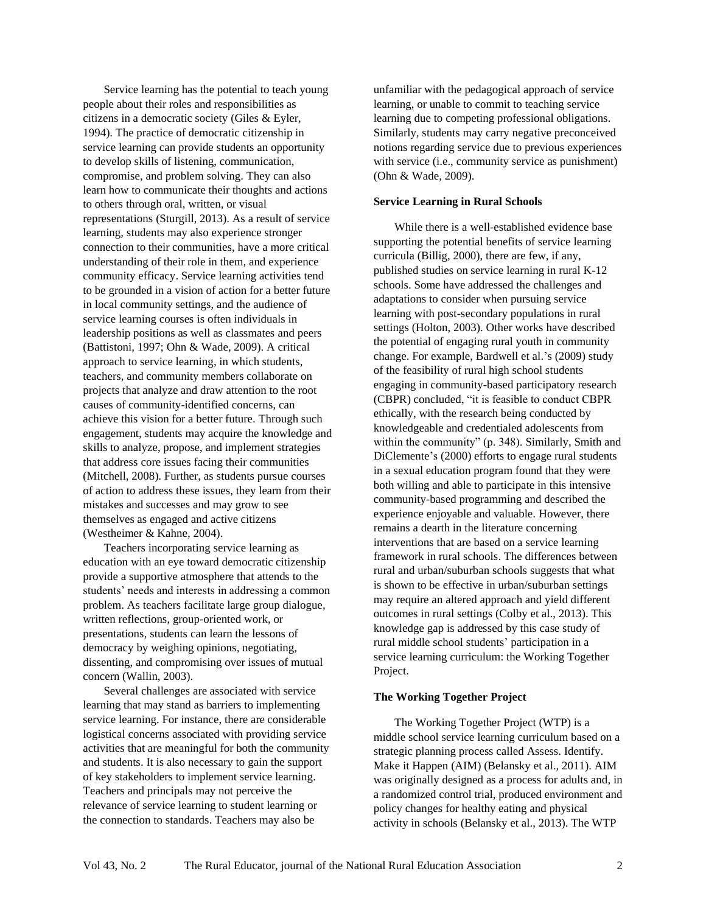Service learning has the potential to teach young people about their roles and responsibilities as citizens in a democratic society (Giles & Eyler, 1994). The practice of democratic citizenship in service learning can provide students an opportunity to develop skills of listening, communication, compromise, and problem solving. They can also learn how to communicate their thoughts and actions to others through oral, written, or visual representations (Sturgill, 2013). As a result of service learning, students may also experience stronger connection to their communities, have a more critical understanding of their role in them, and experience community efficacy. Service learning activities tend to be grounded in a vision of action for a better future in local community settings, and the audience of service learning courses is often individuals in leadership positions as well as classmates and peers (Battistoni, 1997; Ohn & Wade, 2009). A critical approach to service learning, in which students, teachers, and community members collaborate on projects that analyze and draw attention to the root causes of community-identified concerns, can achieve this vision for a better future. Through such engagement, students may acquire the knowledge and skills to analyze, propose, and implement strategies that address core issues facing their communities (Mitchell, 2008). Further, as students pursue courses of action to address these issues, they learn from their mistakes and successes and may grow to see themselves as engaged and active citizens (Westheimer & Kahne, 2004).

Teachers incorporating service learning as education with an eye toward democratic citizenship provide a supportive atmosphere that attends to the students' needs and interests in addressing a common problem. As teachers facilitate large group dialogue, written reflections, group-oriented work, or presentations, students can learn the lessons of democracy by weighing opinions, negotiating, dissenting, and compromising over issues of mutual concern (Wallin, 2003).

Several challenges are associated with service learning that may stand as barriers to implementing service learning. For instance, there are considerable logistical concerns associated with providing service activities that are meaningful for both the community and students. It is also necessary to gain the support of key stakeholders to implement service learning. Teachers and principals may not perceive the relevance of service learning to student learning or the connection to standards. Teachers may also be unfamiliar with the pedagogical approach of service learning, or unable to commit to teaching service learning due to competing professional obligations. Similarly, students may carry negative preconceived notions regarding service due to previous experiences with service (i.e., community service as punishment) (Ohn & Wade, 2009).

### Service Learning in Rural Schools

While there is a well-established evidence base supporting the potential benefits of service learning curricula (Billig, 2000), there are few, if any, published studies on service learning in rural K-12 schools. Some have addressed the challenges and adaptations to consider when pursuing service learning with post-secondary populations in rural settings (Holton, 2003). Other works have described the potential of engaging rural youth in community change. For example, Bardwell et al.'s (2009) study of the feasibility of rural high school students engaging in community-based participatory research (CBPR) concluded, "it is feasible to conduct CBPR ethically, with the research being conducted by knowledgeable and credentialed adolescents from within the community" (p. 348). Similarly, Smith and DiClemente's (2000) efforts to engage rural students in a sexual education program found that they were both willing and able to participate in this intensive community-based programming and described the experience enjoyable and valuable. However, there remains a dearth in the literature concerning interventions that are based on a service learning framework in rural schools. The differences between rural and urban/suburban schools suggests that what is shown to be effective in urban/suburban settings may require an altered approach and yield different outcomes in rural settings (Colby et al., 2013). This knowledge gap is addressed by this case study of rural middle school students' participation in a service learning curriculum: the Working Together Project.

### The Working Together Project

The Working Together Project (WTP) is a middle school service learning curriculum based on a strategic planning process called Assess. Identify. Make it Happen (AIM) (Belansky et al., 2011). AIM was originally designed as a process for adults and, in a randomized control trial, produced environment and policy changes for healthy eating and physical activity in schools (Belansky et al., 2013). The WTP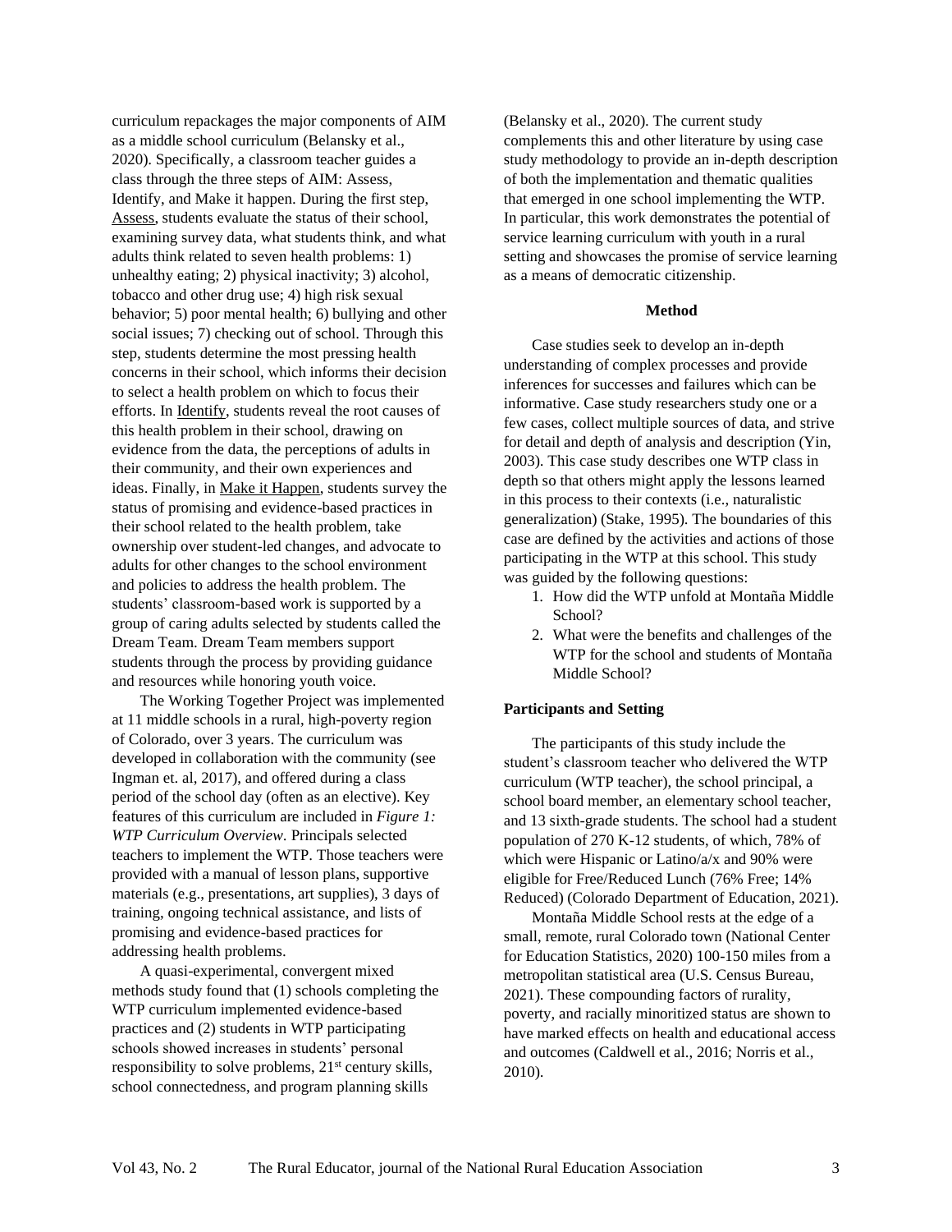curriculum repackages the major components of AIM as a middle school curriculum (Belansky et al., 2020). Specifically, a classroom teacher guides a class through the three steps of AIM: Assess, Identify, and Make it happen. During the first step, Assess, students evaluate the status of their school, examining survey data, what students think, and what adults think related to seven health problems: 1) unhealthy eating; 2) physical inactivity; 3) alcohol, tobacco and other drug use; 4) high risk sexual behavior; 5) poor mental health; 6) bullying and other social issues; 7) checking out of school. Through this step, students determine the most pressing health concerns in their school, which informs their decision to select a health problem on which to focus their efforts. In Identify, students reveal the root causes of this health problem in their school, drawing on evidence from the data, the perceptions of adults in their community, and their own experiences and ideas. Finally, in Make it Happen, students survey the status of promising and evidence-based practices in their school related to the health problem, take ownership over student-led changes, and advocate to adults for other changes to the school environment and policies to address the health problem. The students' classroom-based work is supported by a group of caring adults selected by students called the Dream Team. Dream Team members support students through the process by providing guidance and resources while honoring youth voice.

The Working Together Project was implemented at 11 middle schools in a rural, high-poverty region of Colorado, over 3 years. The curriculum was developed in collaboration with the community (see Ingman et. al, 2017), and offered during a class period of the school day (often as an elective). Key features of this curriculum are included in *Figure 1: WTP Curriculum Overview*. Principals selected teachers to implement the WTP. Those teachers were provided with a manual of lesson plans, supportive materials (e.g., presentations, art supplies), 3 days of training, ongoing technical assistance, and lists of promising and evidence-based practices for addressing health problems.

A quasi-experimental, convergent mixed methods study found that (1) schools completing the WTP curriculum implemented evidence-based practices and (2) students in WTP participating schools showed increases in students' personal responsibility to solve problems, 21st century skills, school connectedness, and program planning skills (Belansky et al., 2020). The current study complements this and other literature by using case study methodology to provide an in-depth description of both the implementation and thematic qualities that emerged in one school implementing the WTP. In particular, this work demonstrates the potential of service learning curriculum with youth in a rural setting and showcases the promise of service learning as a means of democratic citizenship.

## Method

Case studies seek to develop an in-depth understanding of complex processes and provide inferences for successes and failures which can be informative. Case study researchers study one or a few cases, collect multiple sources of data, and strive for detail and depth of analysis and description (Yin, 2003). This case study describes one WTP class in depth so that others might apply the lessons learned in this process to their contexts (i.e., naturalistic generalization) (Stake, 1995). The boundaries of this case are defined by the activities and actions of those participating in the WTP at this school. This study was guided by the following questions:

1. How did the WTP unfold at Montaña Middle School?
2. What were the benefits and challenges of the WTP for the school and students of Montaña Middle School?

### Participants and Setting

The participants of this study include the student's classroom teacher who delivered the WTP curriculum (WTP teacher), the school principal, a school board member, an elementary school teacher, and 13 sixth-grade students. The school had a student population of 270 K-12 students, of which, 78% of which were Hispanic or Latino/a/x and 90% were eligible for Free/Reduced Lunch (76% Free; 14% Reduced) (Colorado Department of Education, 2021).

Montaña Middle School rests at the edge of a small, remote, rural Colorado town (National Center for Education Statistics, 2020) 100-150 miles from a metropolitan statistical area (U.S. Census Bureau, 2021). These compounding factors of rurality, poverty, and racially minoritized status are shown to have marked effects on health and educational access and outcomes (Caldwell et al., 2016; Norris et al., 2010).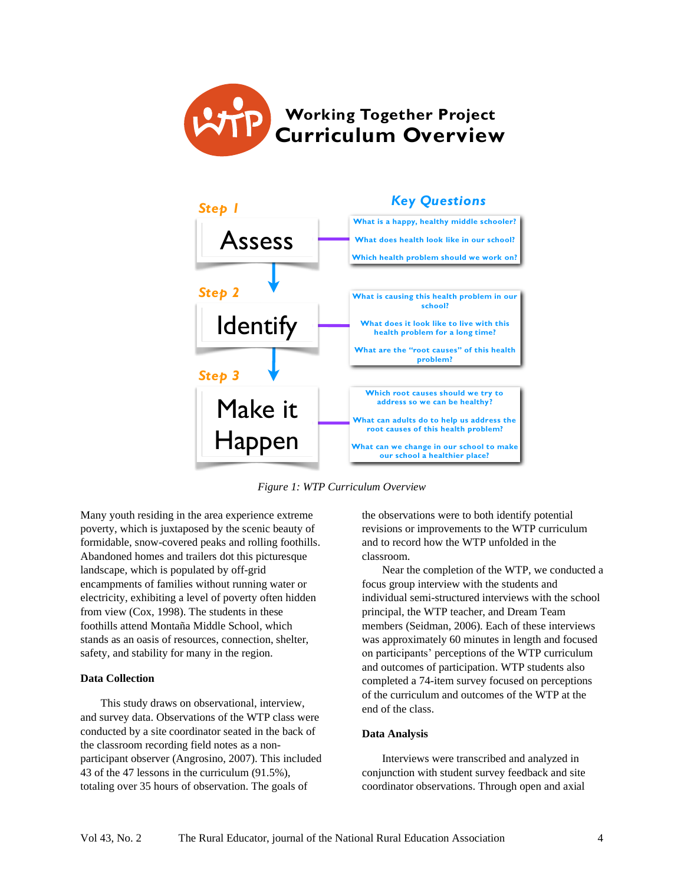# Working Together Project Curriculum Overview

**Step 1** — **Assess**

Key Questions:
- What is a happy, healthy middle schooler?
- What does health look like in our school?
- Which health problem should we work on?

**Step 2** — **Identify**

- What is causing this health problem in our school?
- What does it look like to live with this health problem for a long time?
- What are the "root causes" of this health problem?

**Step 3** — **Make it Happen**

- Which root causes should we try to address so we can be healthy?
- What can adults do to help us address the root causes of this health problem?
- What can we change in our school to make our school a healthier place?

*Figure 1: WTP Curriculum Overview*

Many youth residing in the area experience extreme poverty, which is juxtaposed by the scenic beauty of formidable, snow-covered peaks and rolling foothills. Abandoned homes and trailers dot this picturesque landscape, which is populated by off-grid encampments of families without running water or electricity, exhibiting a level of poverty often hidden from view (Cox, 1998). The students in these foothills attend Montaña Middle School, which stands as an oasis of resources, connection, shelter, safety, and stability for many in the region.

**Data Collection**

This study draws on observational, interview, and survey data. Observations of the WTP class were conducted by a site coordinator seated in the back of the classroom recording field notes as a non-participant observer (Angrosino, 2007). This included 43 of the 47 lessons in the curriculum (91.5%), totaling over 35 hours of observation. The goals of the observations were to both identify potential revisions or improvements to the WTP curriculum and to record how the WTP unfolded in the classroom.

Near the completion of the WTP, we conducted a focus group interview with the students and individual semi-structured interviews with the school principal, the WTP teacher, and Dream Team members (Seidman, 2006). Each of these interviews was approximately 60 minutes in length and focused on participants' perceptions of the WTP curriculum and outcomes of participation. WTP students also completed a 74-item survey focused on perceptions of the curriculum and outcomes of the WTP at the end of the class.

**Data Analysis**

Interviews were transcribed and analyzed in conjunction with student survey feedback and site coordinator observations. Through open and axial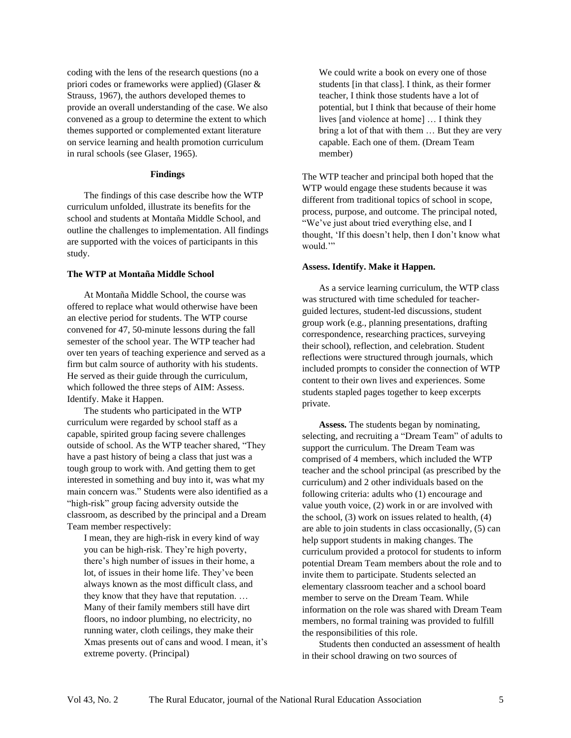coding with the lens of the research questions (no a priori codes or frameworks were applied) (Glaser & Strauss, 1967), the authors developed themes to provide an overall understanding of the case. We also convened as a group to determine the extent to which themes supported or complemented extant literature on service learning and health promotion curriculum in rural schools (see Glaser, 1965).

## Findings

The findings of this case describe how the WTP curriculum unfolded, illustrate its benefits for the school and students at Montaña Middle School, and outline the challenges to implementation. All findings are supported with the voices of participants in this study.

### The WTP at Montaña Middle School

At Montaña Middle School, the course was offered to replace what would otherwise have been an elective period for students. The WTP course convened for 47, 50-minute lessons during the fall semester of the school year. The WTP teacher had over ten years of teaching experience and served as a firm but calm source of authority with his students. He served as their guide through the curriculum, which followed the three steps of AIM: Assess. Identify. Make it Happen.

The students who participated in the WTP curriculum were regarded by school staff as a capable, spirited group facing severe challenges outside of school. As the WTP teacher shared, "They have a past history of being a class that just was a tough group to work with. And getting them to get interested in something and buy into it, was what my main concern was." Students were also identified as a "high-risk" group facing adversity outside the classroom, as described by the principal and a Dream Team member respectively:

> I mean, they are high-risk in every kind of way you can be high-risk. They're high poverty, there's high number of issues in their home, a lot, of issues in their home life. They've been always known as the most difficult class, and they know that they have that reputation. … Many of their family members still have dirt floors, no indoor plumbing, no electricity, no running water, cloth ceilings, they make their Xmas presents out of cans and wood. I mean, it's extreme poverty. (Principal)

> We could write a book on every one of those students [in that class]. I think, as their former teacher, I think those students have a lot of potential, but I think that because of their home lives [and violence at home] … I think they bring a lot of that with them … But they are very capable. Each one of them. (Dream Team member)

The WTP teacher and principal both hoped that the WTP would engage these students because it was different from traditional topics of school in scope, process, purpose, and outcome. The principal noted, "We've just about tried everything else, and I thought, 'If this doesn't help, then I don't know what would.'"

### Assess. Identify. Make it Happen.

As a service learning curriculum, the WTP class was structured with time scheduled for teacher-guided lectures, student-led discussions, student group work (e.g., planning presentations, drafting correspondence, researching practices, surveying their school), reflection, and celebration. Student reflections were structured through journals, which included prompts to consider the connection of WTP content to their own lives and experiences. Some students stapled pages together to keep excerpts private.

**Assess.** The students began by nominating, selecting, and recruiting a "Dream Team" of adults to support the curriculum. The Dream Team was comprised of 4 members, which included the WTP teacher and the school principal (as prescribed by the curriculum) and 2 other individuals based on the following criteria: adults who (1) encourage and value youth voice, (2) work in or are involved with the school, (3) work on issues related to health, (4) are able to join students in class occasionally, (5) can help support students in making changes. The curriculum provided a protocol for students to inform potential Dream Team members about the role and to invite them to participate. Students selected an elementary classroom teacher and a school board member to serve on the Dream Team. While information on the role was shared with Dream Team members, no formal training was provided to fulfill the responsibilities of this role.

Students then conducted an assessment of health in their school drawing on two sources of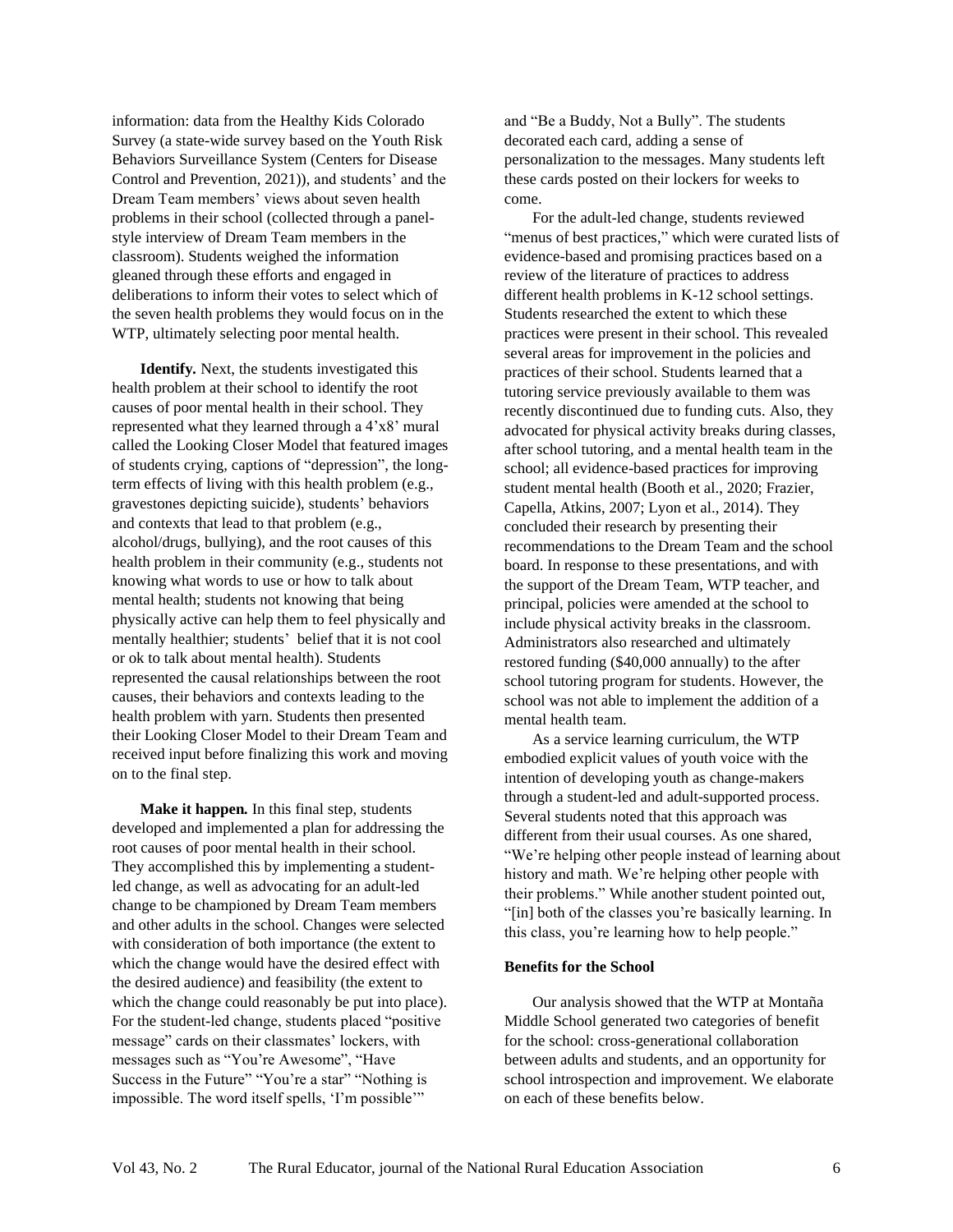information: data from the Healthy Kids Colorado Survey (a state-wide survey based on the Youth Risk Behaviors Surveillance System (Centers for Disease Control and Prevention, 2021)), and students' and the Dream Team members' views about seven health problems in their school (collected through a panel-style interview of Dream Team members in the classroom). Students weighed the information gleaned through these efforts and engaged in deliberations to inform their votes to select which of the seven health problems they would focus on in the WTP, ultimately selecting poor mental health.

**Identify.** Next, the students investigated this health problem at their school to identify the root causes of poor mental health in their school. They represented what they learned through a 4'x8' mural called the Looking Closer Model that featured images of students crying, captions of "depression", the long-term effects of living with this health problem (e.g., gravestones depicting suicide), students' behaviors and contexts that lead to that problem (e.g., alcohol/drugs, bullying), and the root causes of this health problem in their community (e.g., students not knowing what words to use or how to talk about mental health; students not knowing that being physically active can help them to feel physically and mentally healthier; students' belief that it is not cool or ok to talk about mental health). Students represented the causal relationships between the root causes, their behaviors and contexts leading to the health problem with yarn. Students then presented their Looking Closer Model to their Dream Team and received input before finalizing this work and moving on to the final step.

**Make it happen.** In this final step, students developed and implemented a plan for addressing the root causes of poor mental health in their school. They accomplished this by implementing a student-led change, as well as advocating for an adult-led change to be championed by Dream Team members and other adults in the school. Changes were selected with consideration of both importance (the extent to which the change would have the desired effect with the desired audience) and feasibility (the extent to which the change could reasonably be put into place). For the student-led change, students placed "positive message" cards on their classmates' lockers, with messages such as "You're Awesome", "Have Success in the Future" "You're a star" "Nothing is impossible. The word itself spells, 'I'm possible'" and "Be a Buddy, Not a Bully". The students decorated each card, adding a sense of personalization to the messages. Many students left these cards posted on their lockers for weeks to come.

For the adult-led change, students reviewed "menus of best practices," which were curated lists of evidence-based and promising practices based on a review of the literature of practices to address different health problems in K-12 school settings. Students researched the extent to which these practices were present in their school. This revealed several areas for improvement in the policies and practices of their school. Students learned that a tutoring service previously available to them was recently discontinued due to funding cuts. Also, they advocated for physical activity breaks during classes, after school tutoring, and a mental health team in the school; all evidence-based practices for improving student mental health (Booth et al., 2020; Frazier, Capella, Atkins, 2007; Lyon et al., 2014). They concluded their research by presenting their recommendations to the Dream Team and the school board. In response to these presentations, and with the support of the Dream Team, WTP teacher, and principal, policies were amended at the school to include physical activity breaks in the classroom. Administrators also researched and ultimately restored funding ($40,000 annually) to the after school tutoring program for students. However, the school was not able to implement the addition of a mental health team.

As a service learning curriculum, the WTP embodied explicit values of youth voice with the intention of developing youth as change-makers through a student-led and adult-supported process. Several students noted that this approach was different from their usual courses. As one shared, "We're helping other people instead of learning about history and math. We're helping other people with their problems." While another student pointed out, "[in] both of the classes you're basically learning. In this class, you're learning how to help people."

### Benefits for the School

Our analysis showed that the WTP at Montaña Middle School generated two categories of benefit for the school: cross-generational collaboration between adults and students, and an opportunity for school introspection and improvement. We elaborate on each of these benefits below.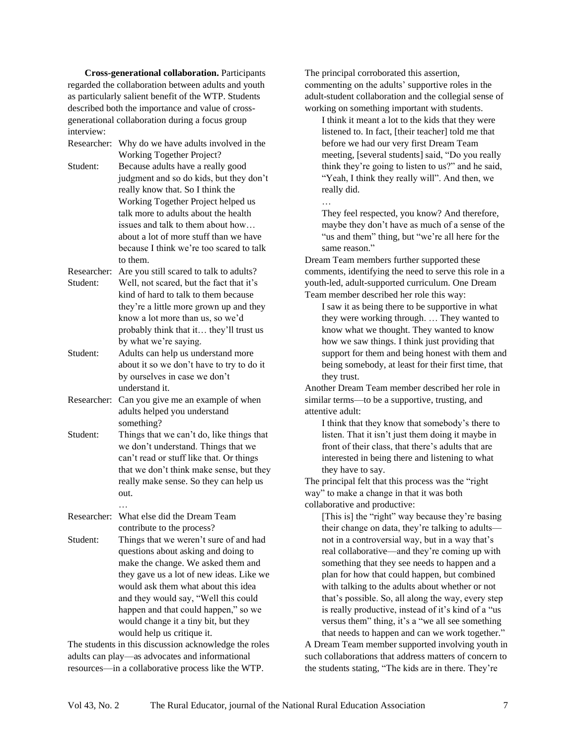**Cross-generational collaboration.** Participants regarded the collaboration between adults and youth as particularly salient benefit of the WTP. Students described both the importance and value of cross-generational collaboration during a focus group interview:

Researcher: Why do we have adults involved in the Working Together Project?

Student: Because adults have a really good judgment and so do kids, but they don't really know that. So I think the Working Together Project helped us talk more to adults about the health issues and talk to them about how… about a lot of more stuff than we have because I think we're too scared to talk to them.

Researcher: Are you still scared to talk to adults?

Student: Well, not scared, but the fact that it's kind of hard to talk to them because they're a little more grown up and they know a lot more than us, so we'd probably think that it… they'll trust us by what we're saying.

Student: Adults can help us understand more about it so we don't have to try to do it by ourselves in case we don't understand it.

Researcher: Can you give me an example of when adults helped you understand something?

Student: Things that we can't do, like things that we don't understand. Things that we can't read or stuff like that. Or things that we don't think make sense, but they really make sense. So they can help us out.

…

Researcher: What else did the Dream Team contribute to the process?

Student: Things that we weren't sure of and had questions about asking and doing to make the change. We asked them and they gave us a lot of new ideas. Like we would ask them what about this idea and they would say, "Well this could happen and that could happen," so we would change it a tiny bit, but they would help us critique it.

The students in this discussion acknowledge the roles adults can play—as advocates and informational resources—in a collaborative process like the WTP. The principal corroborated this assertion, commenting on the adults' supportive roles in the adult-student collaboration and the collegial sense of working on something important with students.

> I think it meant a lot to the kids that they were listened to. In fact, [their teacher] told me that before we had our very first Dream Team meeting, [several students] said, "Do you really think they're going to listen to us?" and he said, "Yeah, I think they really will". And then, we really did.
>
> …
>
> They feel respected, you know? And therefore, maybe they don't have as much of a sense of the "us and them" thing, but "we're all here for the same reason."

Dream Team members further supported these comments, identifying the need to serve this role in a youth-led, adult-supported curriculum. One Dream Team member described her role this way:

> I saw it as being there to be supportive in what they were working through. … They wanted to know what we thought. They wanted to know how we saw things. I think just providing that support for them and being honest with them and being somebody, at least for their first time, that they trust.

Another Dream Team member described her role in similar terms—to be a supportive, trusting, and attentive adult:

> I think that they know that somebody's there to listen. That it isn't just them doing it maybe in front of their class, that there's adults that are interested in being there and listening to what they have to say.

The principal felt that this process was the "right way" to make a change in that it was both collaborative and productive:

> [This is] the "right" way because they're basing their change on data, they're talking to adults—not in a controversial way, but in a way that's real collaborative—and they're coming up with something that they see needs to happen and a plan for how that could happen, but combined with talking to the adults about whether or not that's possible. So, all along the way, every step is really productive, instead of it's kind of a "us versus them" thing, it's a "we all see something that needs to happen and can we work together."

A Dream Team member supported involving youth in such collaborations that address matters of concern to the students stating, "The kids are in there. They're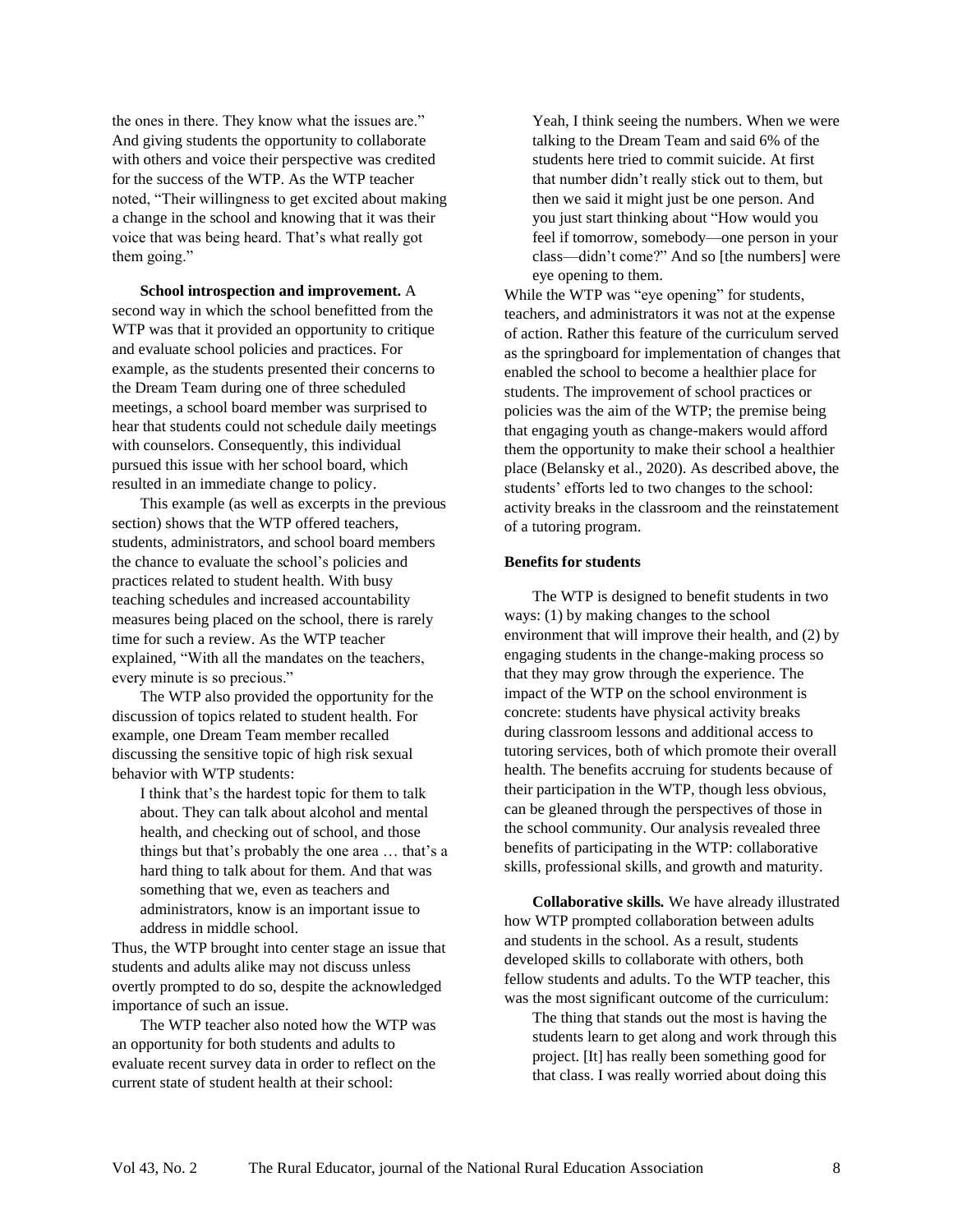the ones in there. They know what the issues are." And giving students the opportunity to collaborate with others and voice their perspective was credited for the success of the WTP. As the WTP teacher noted, "Their willingness to get excited about making a change in the school and knowing that it was their voice that was being heard. That's what really got them going."

**School introspection and improvement.** A second way in which the school benefitted from the WTP was that it provided an opportunity to critique and evaluate school policies and practices. For example, as the students presented their concerns to the Dream Team during one of three scheduled meetings, a school board member was surprised to hear that students could not schedule daily meetings with counselors. Consequently, this individual pursued this issue with her school board, which resulted in an immediate change to policy.

This example (as well as excerpts in the previous section) shows that the WTP offered teachers, students, administrators, and school board members the chance to evaluate the school's policies and practices related to student health. With busy teaching schedules and increased accountability measures being placed on the school, there is rarely time for such a review. As the WTP teacher explained, "With all the mandates on the teachers, every minute is so precious."

The WTP also provided the opportunity for the discussion of topics related to student health. For example, one Dream Team member recalled discussing the sensitive topic of high risk sexual behavior with WTP students:

> I think that's the hardest topic for them to talk about. They can talk about alcohol and mental health, and checking out of school, and those things but that's probably the one area … that's a hard thing to talk about for them. And that was something that we, even as teachers and administrators, know is an important issue to address in middle school.

Thus, the WTP brought into center stage an issue that students and adults alike may not discuss unless overtly prompted to do so, despite the acknowledged importance of such an issue.

The WTP teacher also noted how the WTP was an opportunity for both students and adults to evaluate recent survey data in order to reflect on the current state of student health at their school:

> Yeah, I think seeing the numbers. When we were talking to the Dream Team and said 6% of the students here tried to commit suicide. At first that number didn't really stick out to them, but then we said it might just be one person. And you just start thinking about "How would you feel if tomorrow, somebody—one person in your class—didn't come?" And so [the numbers] were eye opening to them.

While the WTP was "eye opening" for students, teachers, and administrators it was not at the expense of action. Rather this feature of the curriculum served as the springboard for implementation of changes that enabled the school to become a healthier place for students. The improvement of school practices or policies was the aim of the WTP; the premise being that engaging youth as change-makers would afford them the opportunity to make their school a healthier place (Belansky et al., 2020). As described above, the students' efforts led to two changes to the school: activity breaks in the classroom and the reinstatement of a tutoring program.

**Benefits for students**

The WTP is designed to benefit students in two ways: (1) by making changes to the school environment that will improve their health, and (2) by engaging students in the change-making process so that they may grow through the experience. The impact of the WTP on the school environment is concrete: students have physical activity breaks during classroom lessons and additional access to tutoring services, both of which promote their overall health. The benefits accruing for students because of their participation in the WTP, though less obvious, can be gleaned through the perspectives of those in the school community. Our analysis revealed three benefits of participating in the WTP: collaborative skills, professional skills, and growth and maturity.

**Collaborative skills.** We have already illustrated how WTP prompted collaboration between adults and students in the school. As a result, students developed skills to collaborate with others, both fellow students and adults. To the WTP teacher, this was the most significant outcome of the curriculum:

> The thing that stands out the most is having the students learn to get along and work through this project. [It] has really been something good for that class. I was really worried about doing this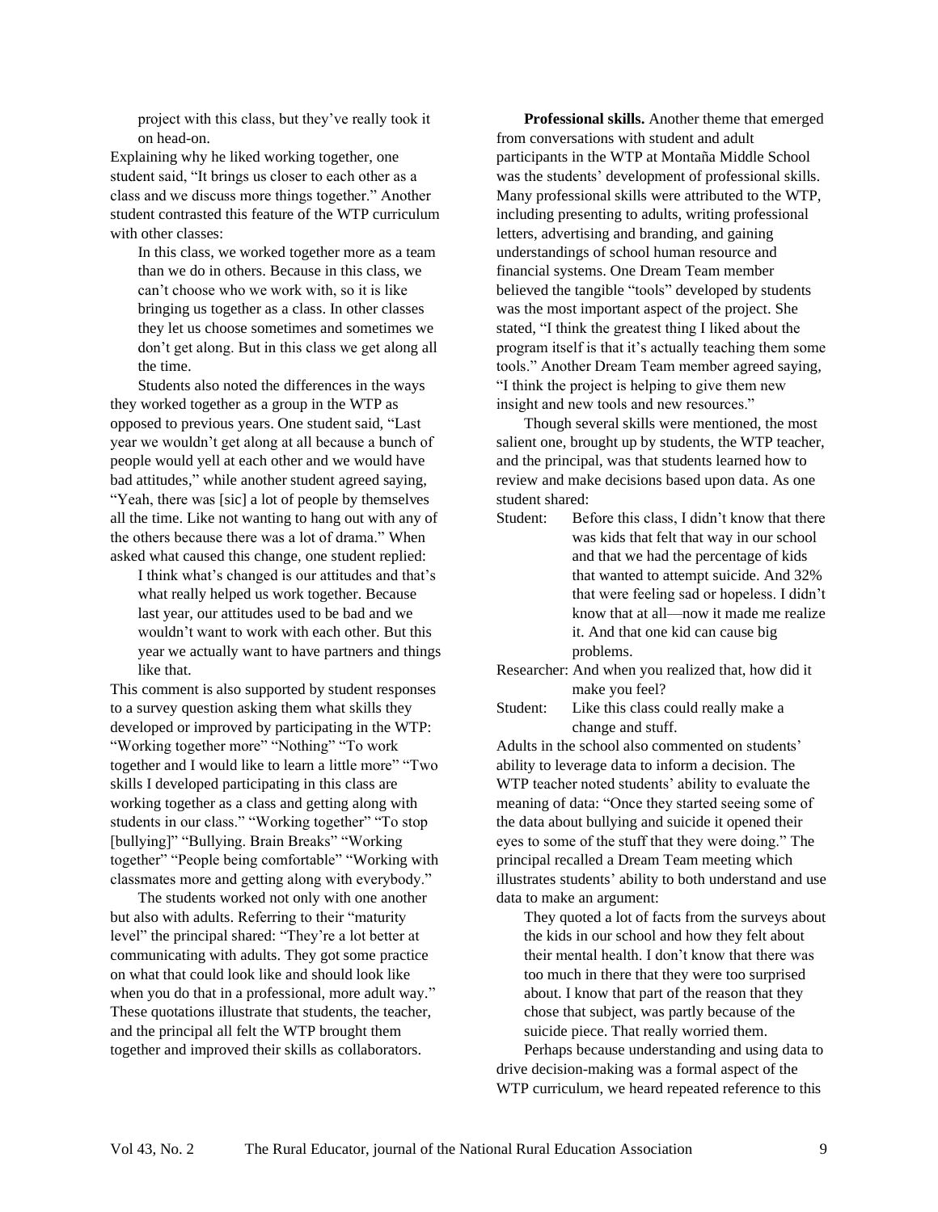project with this class, but they've really took it on head-on.

Explaining why he liked working together, one student said, "It brings us closer to each other as a class and we discuss more things together." Another student contrasted this feature of the WTP curriculum with other classes:

> In this class, we worked together more as a team than we do in others. Because in this class, we can't choose who we work with, so it is like bringing us together as a class. In other classes they let us choose sometimes and sometimes we don't get along. But in this class we get along all the time.

Students also noted the differences in the ways they worked together as a group in the WTP as opposed to previous years. One student said, "Last year we wouldn't get along at all because a bunch of people would yell at each other and we would have bad attitudes," while another student agreed saying, "Yeah, there was [sic] a lot of people by themselves all the time. Like not wanting to hang out with any of the others because there was a lot of drama." When asked what caused this change, one student replied:

> I think what's changed is our attitudes and that's what really helped us work together. Because last year, our attitudes used to be bad and we wouldn't want to work with each other. But this year we actually want to have partners and things like that.

This comment is also supported by student responses to a survey question asking them what skills they developed or improved by participating in the WTP: "Working together more" "Nothing" "To work together and I would like to learn a little more" "Two skills I developed participating in this class are working together as a class and getting along with students in our class." "Working together" "To stop [bullying]" "Bullying. Brain Breaks" "Working together" "People being comfortable" "Working with classmates more and getting along with everybody."

The students worked not only with one another but also with adults. Referring to their "maturity level" the principal shared: "They're a lot better at communicating with adults. They got some practice on what that could look like and should look like when you do that in a professional, more adult way." These quotations illustrate that students, the teacher, and the principal all felt the WTP brought them together and improved their skills as collaborators.

**Professional skills.** Another theme that emerged from conversations with student and adult participants in the WTP at Montaña Middle School was the students' development of professional skills. Many professional skills were attributed to the WTP, including presenting to adults, writing professional letters, advertising and branding, and gaining understandings of school human resource and financial systems. One Dream Team member believed the tangible "tools" developed by students was the most important aspect of the project. She stated, "I think the greatest thing I liked about the program itself is that it's actually teaching them some tools." Another Dream Team member agreed saying, "I think the project is helping to give them new insight and new tools and new resources."

Though several skills were mentioned, the most salient one, brought up by students, the WTP teacher, and the principal, was that students learned how to review and make decisions based upon data. As one student shared:

Student: Before this class, I didn't know that there was kids that felt that way in our school and that we had the percentage of kids that wanted to attempt suicide. And 32% that were feeling sad or hopeless. I didn't know that at all—now it made me realize it. And that one kid can cause big problems.

Researcher: And when you realized that, how did it make you feel?

Student: Like this class could really make a change and stuff.

Adults in the school also commented on students' ability to leverage data to inform a decision. The WTP teacher noted students' ability to evaluate the meaning of data: "Once they started seeing some of the data about bullying and suicide it opened their eyes to some of the stuff that they were doing." The principal recalled a Dream Team meeting which illustrates students' ability to both understand and use data to make an argument:

> They quoted a lot of facts from the surveys about the kids in our school and how they felt about their mental health. I don't know that there was too much in there that they were too surprised about. I know that part of the reason that they chose that subject, was partly because of the suicide piece. That really worried them.

Perhaps because understanding and using data to drive decision-making was a formal aspect of the WTP curriculum, we heard repeated reference to this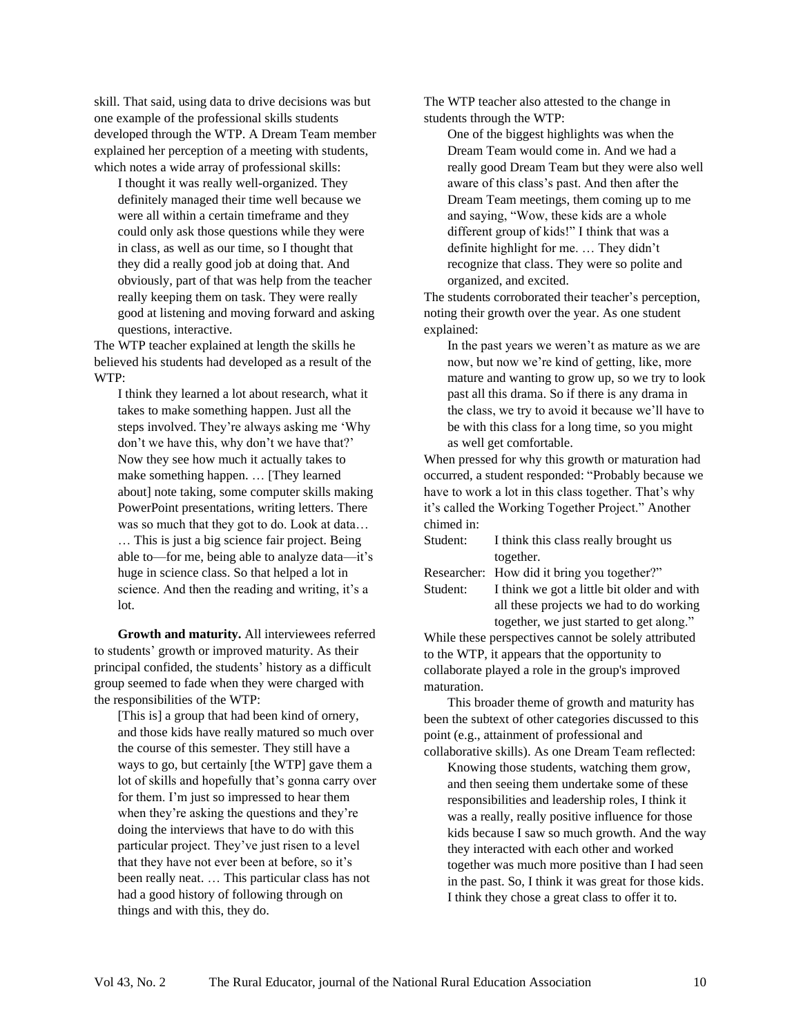skill. That said, using data to drive decisions was but one example of the professional skills students developed through the WTP. A Dream Team member explained her perception of a meeting with students, which notes a wide array of professional skills:

> I thought it was really well-organized. They definitely managed their time well because we were all within a certain timeframe and they could only ask those questions while they were in class, as well as our time, so I thought that they did a really good job at doing that. And obviously, part of that was help from the teacher really keeping them on task. They were really good at listening and moving forward and asking questions, interactive.

The WTP teacher explained at length the skills he believed his students had developed as a result of the WTP:

> I think they learned a lot about research, what it takes to make something happen. Just all the steps involved. They're always asking me 'Why don't we have this, why don't we have that?' Now they see how much it actually takes to make something happen. … [They learned about] note taking, some computer skills making PowerPoint presentations, writing letters. There was so much that they got to do. Look at data… … This is just a big science fair project. Being able to—for me, being able to analyze data—it's huge in science class. So that helped a lot in science. And then the reading and writing, it's a lot.

**Growth and maturity.** All interviewees referred to students' growth or improved maturity. As their principal confided, the students' history as a difficult group seemed to fade when they were charged with the responsibilities of the WTP:

> [This is] a group that had been kind of ornery, and those kids have really matured so much over the course of this semester. They still have a ways to go, but certainly [the WTP] gave them a lot of skills and hopefully that's gonna carry over for them. I'm just so impressed to hear them when they're asking the questions and they're doing the interviews that have to do with this particular project. They've just risen to a level that they have not ever been at before, so it's been really neat. … This particular class has not had a good history of following through on things and with this, they do.

The WTP teacher also attested to the change in students through the WTP:

> One of the biggest highlights was when the Dream Team would come in. And we had a really good Dream Team but they were also well aware of this class's past. And then after the Dream Team meetings, them coming up to me and saying, "Wow, these kids are a whole different group of kids!" I think that was a definite highlight for me. … They didn't recognize that class. They were so polite and organized, and excited.

The students corroborated their teacher's perception, noting their growth over the year. As one student explained:

> In the past years we weren't as mature as we are now, but now we're kind of getting, like, more mature and wanting to grow up, so we try to look past all this drama. So if there is any drama in the class, we try to avoid it because we'll have to be with this class for a long time, so you might as well get comfortable.

When pressed for why this growth or maturation had occurred, a student responded: "Probably because we have to work a lot in this class together. That's why it's called the Working Together Project." Another chimed in:

> Student: I think this class really brought us together.
>
> Researcher: How did it bring you together?"
>
> Student: I think we got a little bit older and with all these projects we had to do working together, we just started to get along."

While these perspectives cannot be solely attributed to the WTP, it appears that the opportunity to collaborate played a role in the group's improved maturation.

This broader theme of growth and maturity has been the subtext of other categories discussed to this point (e.g., attainment of professional and collaborative skills). As one Dream Team reflected:

> Knowing those students, watching them grow, and then seeing them undertake some of these responsibilities and leadership roles, I think it was a really, really positive influence for those kids because I saw so much growth. And the way they interacted with each other and worked together was much more positive than I had seen in the past. So, I think it was great for those kids. I think they chose a great class to offer it to.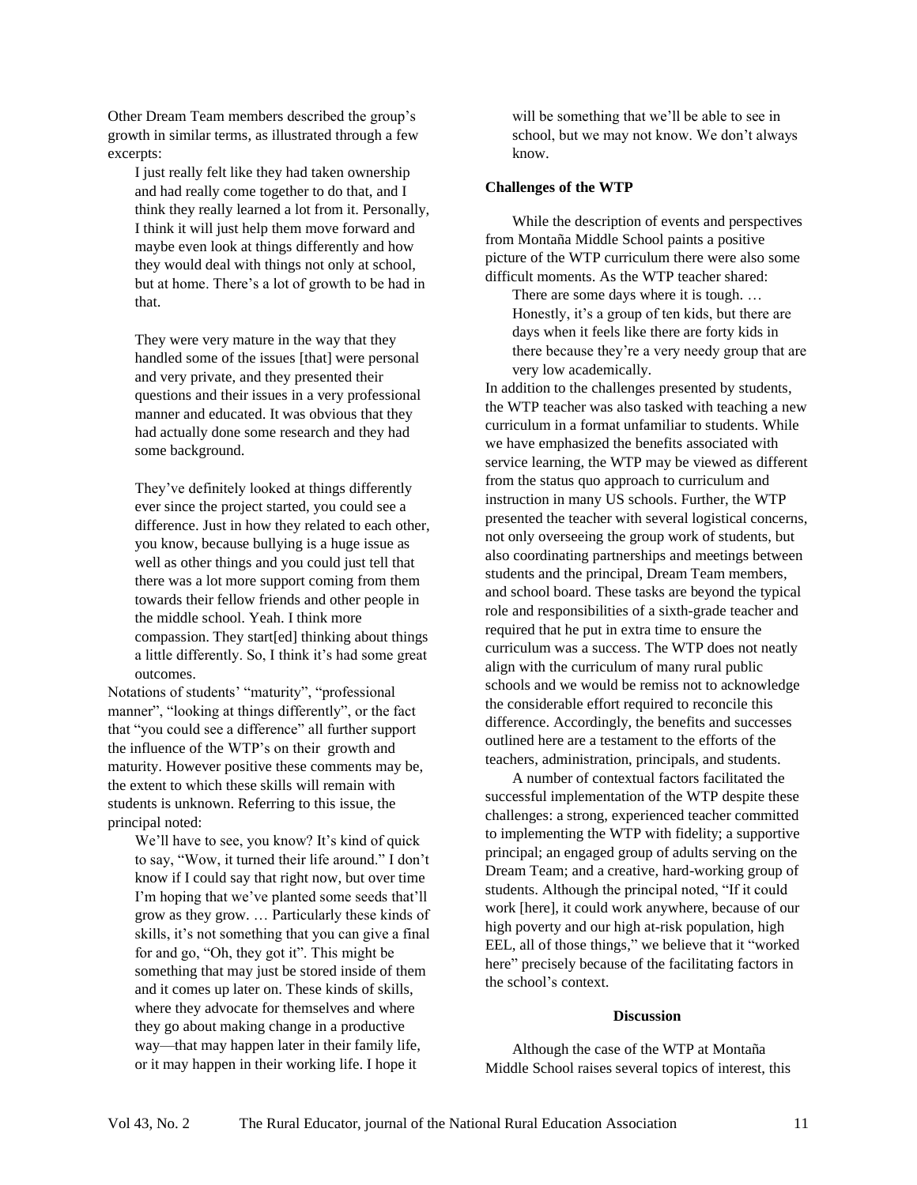Other Dream Team members described the group's growth in similar terms, as illustrated through a few excerpts:

> I just really felt like they had taken ownership and had really come together to do that, and I think they really learned a lot from it. Personally, I think it will just help them move forward and maybe even look at things differently and how they would deal with things not only at school, but at home. There's a lot of growth to be had in that.
>
> They were very mature in the way that they handled some of the issues [that] were personal and very private, and they presented their questions and their issues in a very professional manner and educated. It was obvious that they had actually done some research and they had some background.
>
> They've definitely looked at things differently ever since the project started, you could see a difference. Just in how they related to each other, you know, because bullying is a huge issue as well as other things and you could just tell that there was a lot more support coming from them towards their fellow friends and other people in the middle school. Yeah. I think more compassion. They start[ed] thinking about things a little differently. So, I think it's had some great outcomes.

Notations of students' "maturity", "professional manner", "looking at things differently", or the fact that "you could see a difference" all further support the influence of the WTP's on their growth and maturity. However positive these comments may be, the extent to which these skills will remain with students is unknown. Referring to this issue, the principal noted:

> We'll have to see, you know? It's kind of quick to say, "Wow, it turned their life around." I don't know if I could say that right now, but over time I'm hoping that we've planted some seeds that'll grow as they grow. … Particularly these kinds of skills, it's not something that you can give a final for and go, "Oh, they got it". This might be something that may just be stored inside of them and it comes up later on. These kinds of skills, where they advocate for themselves and where they go about making change in a productive way—that may happen later in their family life, or it may happen in their working life. I hope it will be something that we'll be able to see in school, but we may not know. We don't always know.

### Challenges of the WTP

While the description of events and perspectives from Montaña Middle School paints a positive picture of the WTP curriculum there were also some difficult moments. As the WTP teacher shared:

> There are some days where it is tough. … Honestly, it's a group of ten kids, but there are days when it feels like there are forty kids in there because they're a very needy group that are very low academically.

In addition to the challenges presented by students, the WTP teacher was also tasked with teaching a new curriculum in a format unfamiliar to students. While we have emphasized the benefits associated with service learning, the WTP may be viewed as different from the status quo approach to curriculum and instruction in many US schools. Further, the WTP presented the teacher with several logistical concerns, not only overseeing the group work of students, but also coordinating partnerships and meetings between students and the principal, Dream Team members, and school board. These tasks are beyond the typical role and responsibilities of a sixth-grade teacher and required that he put in extra time to ensure the curriculum was a success. The WTP does not neatly align with the curriculum of many rural public schools and we would be remiss not to acknowledge the considerable effort required to reconcile this difference. Accordingly, the benefits and successes outlined here are a testament to the efforts of the teachers, administration, principals, and students.

A number of contextual factors facilitated the successful implementation of the WTP despite these challenges: a strong, experienced teacher committed to implementing the WTP with fidelity; a supportive principal; an engaged group of adults serving on the Dream Team; and a creative, hard-working group of students. Although the principal noted, "If it could work [here], it could work anywhere, because of our high poverty and our high at-risk population, high EEL, all of those things," we believe that it "worked here" precisely because of the facilitating factors in the school's context.

## Discussion

Although the case of the WTP at Montaña Middle School raises several topics of interest, this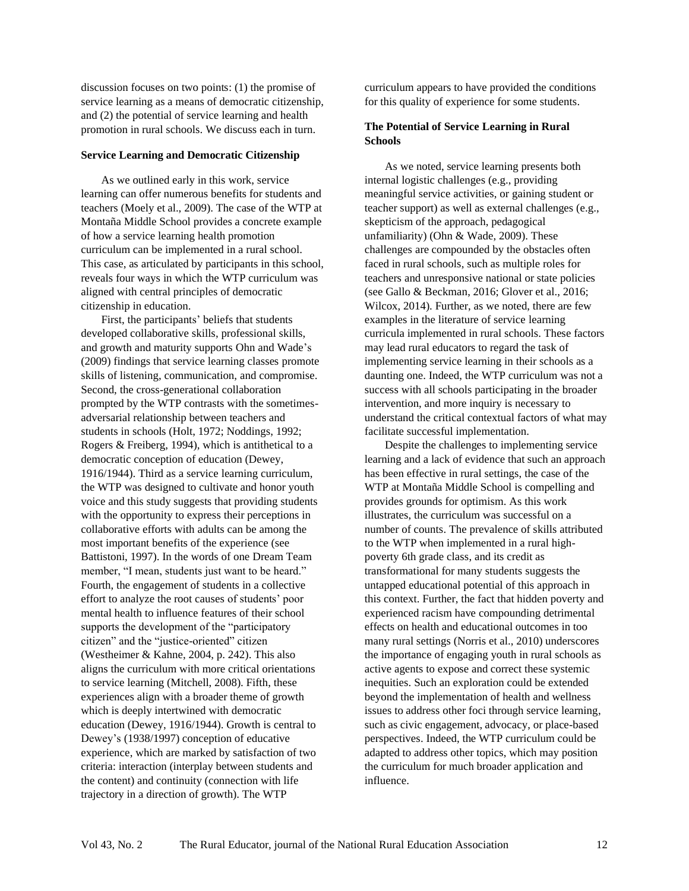discussion focuses on two points: (1) the promise of service learning as a means of democratic citizenship, and (2) the potential of service learning and health promotion in rural schools. We discuss each in turn.

### Service Learning and Democratic Citizenship

As we outlined early in this work, service learning can offer numerous benefits for students and teachers (Moely et al., 2009). The case of the WTP at Montaña Middle School provides a concrete example of how a service learning health promotion curriculum can be implemented in a rural school. This case, as articulated by participants in this school, reveals four ways in which the WTP curriculum was aligned with central principles of democratic citizenship in education.

First, the participants' beliefs that students developed collaborative skills, professional skills, and growth and maturity supports Ohn and Wade's (2009) findings that service learning classes promote skills of listening, communication, and compromise. Second, the cross-generational collaboration prompted by the WTP contrasts with the sometimes-adversarial relationship between teachers and students in schools (Holt, 1972; Noddings, 1992; Rogers & Freiberg, 1994), which is antithetical to a democratic conception of education (Dewey, 1916/1944). Third as a service learning curriculum, the WTP was designed to cultivate and honor youth voice and this study suggests that providing students with the opportunity to express their perceptions in collaborative efforts with adults can be among the most important benefits of the experience (see Battistoni, 1997). In the words of one Dream Team member, "I mean, students just want to be heard." Fourth, the engagement of students in a collective effort to analyze the root causes of students' poor mental health to influence features of their school supports the development of the "participatory citizen" and the "justice-oriented" citizen (Westheimer & Kahne, 2004, p. 242). This also aligns the curriculum with more critical orientations to service learning (Mitchell, 2008). Fifth, these experiences align with a broader theme of growth which is deeply intertwined with democratic education (Dewey, 1916/1944). Growth is central to Dewey's (1938/1997) conception of educative experience, which are marked by satisfaction of two criteria: interaction (interplay between students and the content) and continuity (connection with life trajectory in a direction of growth). The WTP curriculum appears to have provided the conditions for this quality of experience for some students.

### The Potential of Service Learning in Rural Schools

As we noted, service learning presents both internal logistic challenges (e.g., providing meaningful service activities, or gaining student or teacher support) as well as external challenges (e.g., skepticism of the approach, pedagogical unfamiliarity) (Ohn & Wade, 2009). These challenges are compounded by the obstacles often faced in rural schools, such as multiple roles for teachers and unresponsive national or state policies (see Gallo & Beckman, 2016; Glover et al., 2016; Wilcox, 2014). Further, as we noted, there are few examples in the literature of service learning curricula implemented in rural schools. These factors may lead rural educators to regard the task of implementing service learning in their schools as a daunting one. Indeed, the WTP curriculum was not a success with all schools participating in the broader intervention, and more inquiry is necessary to understand the critical contextual factors of what may facilitate successful implementation.

Despite the challenges to implementing service learning and a lack of evidence that such an approach has been effective in rural settings, the case of the WTP at Montaña Middle School is compelling and provides grounds for optimism. As this work illustrates, the curriculum was successful on a number of counts. The prevalence of skills attributed to the WTP when implemented in a rural high-poverty 6th grade class, and its credit as transformational for many students suggests the untapped educational potential of this approach in this context. Further, the fact that hidden poverty and experienced racism have compounding detrimental effects on health and educational outcomes in too many rural settings (Norris et al., 2010) underscores the importance of engaging youth in rural schools as active agents to expose and correct these systemic inequities. Such an exploration could be extended beyond the implementation of health and wellness issues to address other foci through service learning, such as civic engagement, advocacy, or place-based perspectives. Indeed, the WTP curriculum could be adapted to address other topics, which may position the curriculum for much broader application and influence.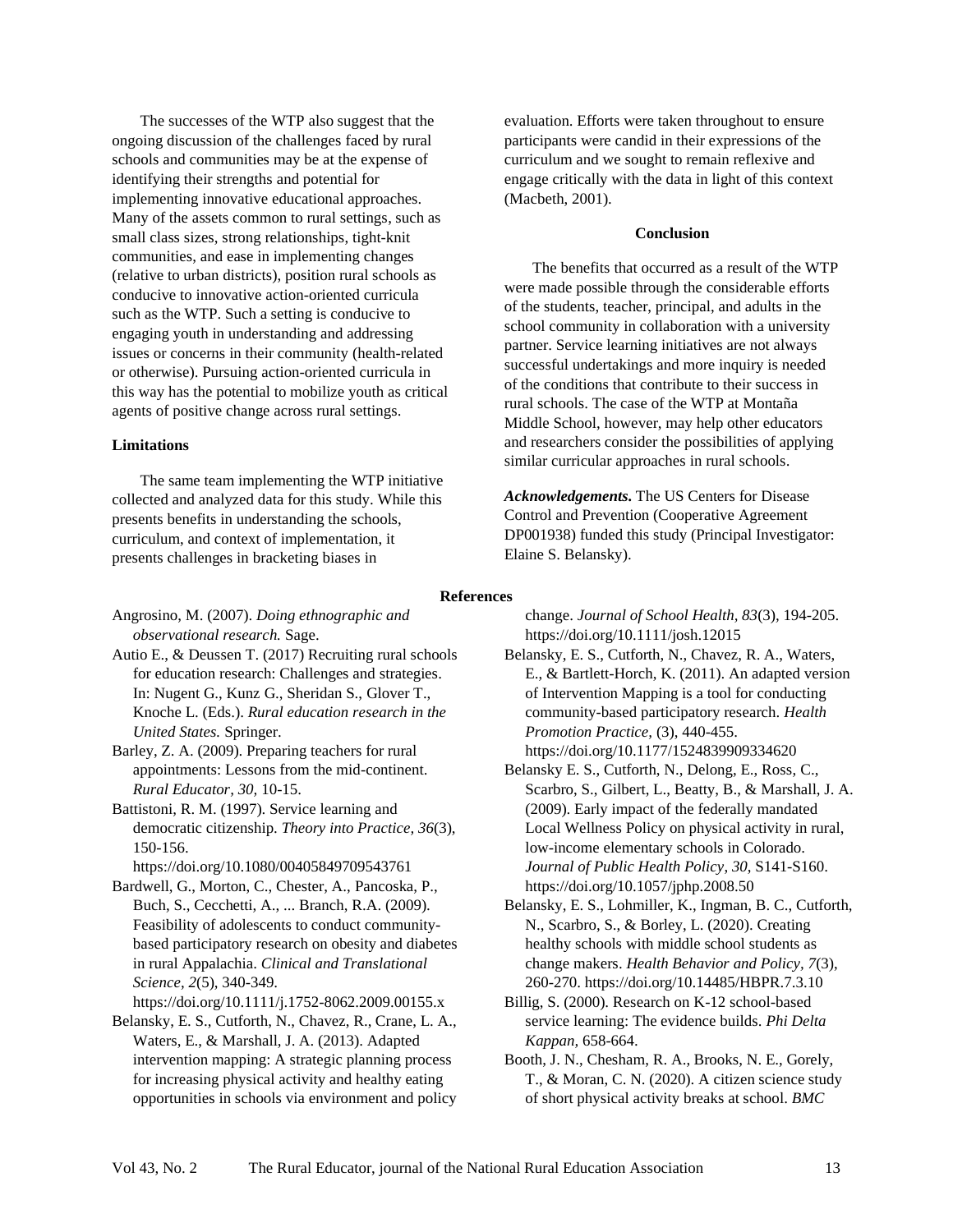The successes of the WTP also suggest that the ongoing discussion of the challenges faced by rural schools and communities may be at the expense of identifying their strengths and potential for implementing innovative educational approaches. Many of the assets common to rural settings, such as small class sizes, strong relationships, tight-knit communities, and ease in implementing changes (relative to urban districts), position rural schools as conducive to innovative action-oriented curricula such as the WTP. Such a setting is conducive to engaging youth in understanding and addressing issues or concerns in their community (health-related or otherwise). Pursuing action-oriented curricula in this way has the potential to mobilize youth as critical agents of positive change across rural settings.

### Limitations

The same team implementing the WTP initiative collected and analyzed data for this study. While this presents benefits in understanding the schools, curriculum, and context of implementation, it presents challenges in bracketing biases in evaluation. Efforts were taken throughout to ensure participants were candid in their expressions of the curriculum and we sought to remain reflexive and engage critically with the data in light of this context (Macbeth, 2001).

## Conclusion

The benefits that occurred as a result of the WTP were made possible through the considerable efforts of the students, teacher, principal, and adults in the school community in collaboration with a university partner. Service learning initiatives are not always successful undertakings and more inquiry is needed of the conditions that contribute to their success in rural schools. The case of the WTP at Montaña Middle School, however, may help other educators and researchers consider the possibilities of applying similar curricular approaches in rural schools.

***Acknowledgements.*** The US Centers for Disease Control and Prevention (Cooperative Agreement DP001938) funded this study (Principal Investigator: Elaine S. Belansky).

## References

Angrosino, M. (2007). *Doing ethnographic and observational research.* Sage.

Autio E., & Deussen T. (2017) Recruiting rural schools for education research: Challenges and strategies. In: Nugent G., Kunz G., Sheridan S., Glover T., Knoche L. (Eds.). *Rural education research in the United States.* Springer.

Barley, Z. A. (2009). Preparing teachers for rural appointments: Lessons from the mid-continent. *Rural Educator, 30*, 10-15.

Battistoni, R. M. (1997). Service learning and democratic citizenship. *Theory into Practice, 36*(3), 150-156. https://doi.org/10.1080/00405849709543761

Bardwell, G., Morton, C., Chester, A., Pancoska, P., Buch, S., Cecchetti, A., ... Branch, R.A. (2009). Feasibility of adolescents to conduct community-based participatory research on obesity and diabetes in rural Appalachia. *Clinical and Translational Science, 2*(5), 340-349. https://doi.org/10.1111/j.1752-8062.2009.00155.x

Belansky, E. S., Cutforth, N., Chavez, R., Crane, L. A., Waters, E., & Marshall, J. A. (2013). Adapted intervention mapping: A strategic planning process for increasing physical activity and healthy eating opportunities in schools via environment and policy change. *Journal of School Health, 83*(3), 194-205. https://doi.org/10.1111/josh.12015

Belansky, E. S., Cutforth, N., Chavez, R. A., Waters, E., & Bartlett-Horch, K. (2011). An adapted version of Intervention Mapping is a tool for conducting community-based participatory research. *Health Promotion Practice*, (3), 440-455. https://doi.org/10.1177/1524839909334620

Belansky E. S., Cutforth, N., Delong, E., Ross, C., Scarbro, S., Gilbert, L., Beatty, B., & Marshall, J. A. (2009). Early impact of the federally mandated Local Wellness Policy on physical activity in rural, low-income elementary schools in Colorado. *Journal of Public Health Policy, 30*, S141-S160. https://doi.org/10.1057/jphp.2008.50

Belansky, E. S., Lohmiller, K., Ingman, B. C., Cutforth, N., Scarbro, S., & Borley, L. (2020). Creating healthy schools with middle school students as change makers. *Health Behavior and Policy, 7*(3), 260-270. https://doi.org/10.14485/HBPR.7.3.10

Billig, S. (2000). Research on K-12 school-based service learning: The evidence builds. *Phi Delta Kappan*, 658-664.

Booth, J. N., Chesham, R. A., Brooks, N. E., Gorely, T., & Moran, C. N. (2020). A citizen science study of short physical activity breaks at school. *BMC*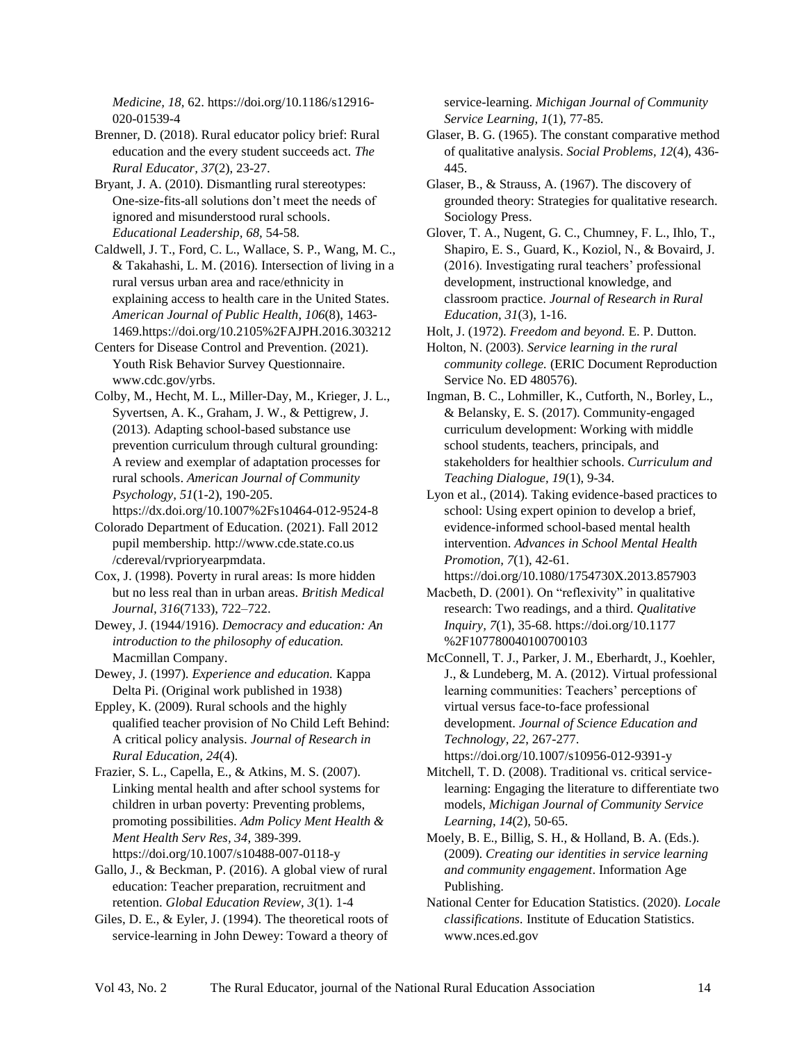*Medicine, 18*, 62. https://doi.org/10.1186/s12916-020-01539-4

Brenner, D. (2018). Rural educator policy brief: Rural education and the every student succeeds act. *The Rural Educator, 37*(2), 23-27.

Bryant, J. A. (2010). Dismantling rural stereotypes: One-size-fits-all solutions don't meet the needs of ignored and misunderstood rural schools. *Educational Leadership, 68,* 54-58.

Caldwell, J. T., Ford, C. L., Wallace, S. P., Wang, M. C., & Takahashi, L. M. (2016). Intersection of living in a rural versus urban area and race/ethnicity in explaining access to health care in the United States. *American Journal of Public Health, 106*(8), 1463-1469.https://doi.org/10.2105%2FAJPH.2016.303212

Centers for Disease Control and Prevention. (2021). Youth Risk Behavior Survey Questionnaire. www.cdc.gov/yrbs.

Colby, M., Hecht, M. L., Miller-Day, M., Krieger, J. L., Syvertsen, A. K., Graham, J. W., & Pettigrew, J. (2013). Adapting school-based substance use prevention curriculum through cultural grounding: A review and exemplar of adaptation processes for rural schools. *American Journal of Community Psychology, 51*(1-2), 190-205. https://dx.doi.org/10.1007%2Fs10464-012-9524-8

Colorado Department of Education. (2021). Fall 2012 pupil membership. http://www.cde.state.co.us /cdereval/rvprioryearpmdata.

Cox, J. (1998). Poverty in rural areas: Is more hidden but no less real than in urban areas. *British Medical Journal, 316*(7133), 722–722.

Dewey, J. (1944/1916). *Democracy and education: An introduction to the philosophy of education.* Macmillan Company.

Dewey, J. (1997). *Experience and education.* Kappa Delta Pi. (Original work published in 1938)

Eppley, K. (2009). Rural schools and the highly qualified teacher provision of No Child Left Behind: A critical policy analysis. *Journal of Research in Rural Education, 24*(4).

Frazier, S. L., Capella, E., & Atkins, M. S. (2007). Linking mental health and after school systems for children in urban poverty: Preventing problems, promoting possibilities. *Adm Policy Ment Health & Ment Health Serv Res, 34*, 389-399. https://doi.org/10.1007/s10488-007-0118-y

Gallo, J., & Beckman, P. (2016). A global view of rural education: Teacher preparation, recruitment and retention. *Global Education Review, 3*(1). 1-4

Giles, D. E., & Eyler, J. (1994). The theoretical roots of service-learning in John Dewey: Toward a theory of service-learning. *Michigan Journal of Community Service Learning, 1*(1), 77-85.

Glaser, B. G. (1965). The constant comparative method of qualitative analysis. *Social Problems, 12*(4), 436-445.

Glaser, B., & Strauss, A. (1967). The discovery of grounded theory: Strategies for qualitative research. Sociology Press.

Glover, T. A., Nugent, G. C., Chumney, F. L., Ihlo, T., Shapiro, E. S., Guard, K., Koziol, N., & Bovaird, J. (2016). Investigating rural teachers' professional development, instructional knowledge, and classroom practice. *Journal of Research in Rural Education, 31*(3), 1-16.

Holt, J. (1972). *Freedom and beyond.* E. P. Dutton.

Holton, N. (2003). *Service learning in the rural community college.* (ERIC Document Reproduction Service No. ED 480576).

Ingman, B. C., Lohmiller, K., Cutforth, N., Borley, L., & Belansky, E. S. (2017). Community-engaged curriculum development: Working with middle school students, teachers, principals, and stakeholders for healthier schools. *Curriculum and Teaching Dialogue, 19*(1), 9-34.

Lyon et al., (2014). Taking evidence-based practices to school: Using expert opinion to develop a brief, evidence-informed school-based mental health intervention. *Advances in School Mental Health Promotion, 7*(1), 42-61. https://doi.org/10.1080/1754730X.2013.857903

Macbeth, D. (2001). On "reflexivity" in qualitative research: Two readings, and a third. *Qualitative Inquiry, 7*(1), 35-68. https://doi.org/10.1177 %2F107780040100700103

McConnell, T. J., Parker, J. M., Eberhardt, J., Koehler, J., & Lundeberg, M. A. (2012). Virtual professional learning communities: Teachers' perceptions of virtual versus face-to-face professional development. *Journal of Science Education and Technology, 22*, 267-277. https://doi.org/10.1007/s10956-012-9391-y

Mitchell, T. D. (2008). Traditional vs. critical service-learning: Engaging the literature to differentiate two models, *Michigan Journal of Community Service Learning, 14*(2), 50-65.

Moely, B. E., Billig, S. H., & Holland, B. A. (Eds.). (2009). *Creating our identities in service learning and community engagement*. Information Age Publishing.

National Center for Education Statistics. (2020). *Locale classifications.* Institute of Education Statistics. www.nces.ed.gov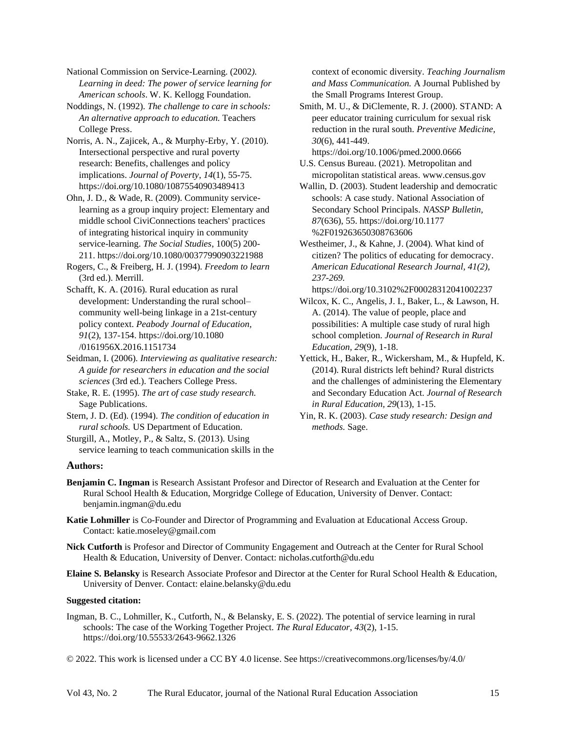National Commission on Service-Learning. (2002). *Learning in deed: The power of service learning for American schools*. W. K. Kellogg Foundation.

Noddings, N. (1992). *The challenge to care in schools: An alternative approach to education.* Teachers College Press.

Norris, A. N., Zajicek, A., & Murphy-Erby, Y. (2010). Intersectional perspective and rural poverty research: Benefits, challenges and policy implications. *Journal of Poverty*, *14*(1), 55-75. https://doi.org/10.1080/10875540903489413

Ohn, J. D., & Wade, R. (2009). Community service-learning as a group inquiry project: Elementary and middle school CiviConnections teachers' practices of integrating historical inquiry in community service-learning. *The Social Studies*, 100(5) 200-211. https://doi.org/10.1080/00377990903221988

Rogers, C., & Freiberg, H. J. (1994). *Freedom to learn* (3rd ed.). Merrill.

Schafft, K. A. (2016). Rural education as rural development: Understanding the rural school–community well-being linkage in a 21st-century policy context. *Peabody Journal of Education, 91*(2), 137-154. https://doi.org/10.1080/0161956X.2016.1151734

Seidman, I. (2006). *Interviewing as qualitative research: A guide for researchers in education and the social sciences* (3rd ed.). Teachers College Press.

Stake, R. E. (1995). *The art of case study research.* Sage Publications.

Stern, J. D. (Ed). (1994). *The condition of education in rural schools.* US Department of Education.

Sturgill, A., Motley, P., & Saltz, S. (2013). Using service learning to teach communication skills in the context of economic diversity. *Teaching Journalism and Mass Communication.* A Journal Published by the Small Programs Interest Group.

Smith, M. U., & DiClemente, R. J. (2000). STAND: A peer educator training curriculum for sexual risk reduction in the rural south. *Preventive Medicine, 30*(6), 441-449. https://doi.org/10.1006/pmed.2000.0666

U.S. Census Bureau. (2021). Metropolitan and micropolitan statistical areas. www.census.gov

Wallin, D. (2003). Student leadership and democratic schools: A case study. National Association of Secondary School Principals. *NASSP Bulletin, 87*(636), 55. https://doi.org/10.1177%2F019263650308763606

Westheimer, J., & Kahne, J. (2004). What kind of citizen? The politics of educating for democracy. *American Educational Research Journal, 41(2), 237-269.* https://doi.org/10.3102%2F00028312041002237

Wilcox, K. C., Angelis, J. I., Baker, L., & Lawson, H. A. (2014). The value of people, place and possibilities: A multiple case study of rural high school completion. *Journal of Research in Rural Education, 29*(9), 1-18.

Yettick, H., Baker, R., Wickersham, M., & Hupfeld, K. (2014). Rural districts left behind? Rural districts and the challenges of administering the Elementary and Secondary Education Act. *Journal of Research in Rural Education, 29*(13), 1-15.

Yin, R. K. (2003). *Case study research: Design and methods.* Sage.

## Authors:

**Benjamin C. Ingman** is Research Assistant Profesor and Director of Research and Evaluation at the Center for Rural School Health & Education, Morgridge College of Education, University of Denver. Contact: benjamin.ingman@du.edu

**Katie Lohmiller** is Co-Founder and Director of Programming and Evaluation at Educational Access Group. Contact: katie.moseley@gmail.com

**Nick Cutforth** is Profesor and Director of Community Engagement and Outreach at the Center for Rural School Health & Education, University of Denver. Contact: nicholas.cutforth@du.edu

**Elaine S. Belansky** is Research Associate Profesor and Director at the Center for Rural School Health & Education, University of Denver. Contact: elaine.belansky@du.edu

**Suggested citation:**

Ingman, B. C., Lohmiller, K., Cutforth, N., & Belansky, E. S. (2022). The potential of service learning in rural schools: The case of the Working Together Project. *The Rural Educator, 43*(2), 1-15. https://doi.org/10.55533/2643-9662.1326

© 2022. This work is licensed under a CC BY 4.0 license. See https://creativecommons.org/licenses/by/4.0/